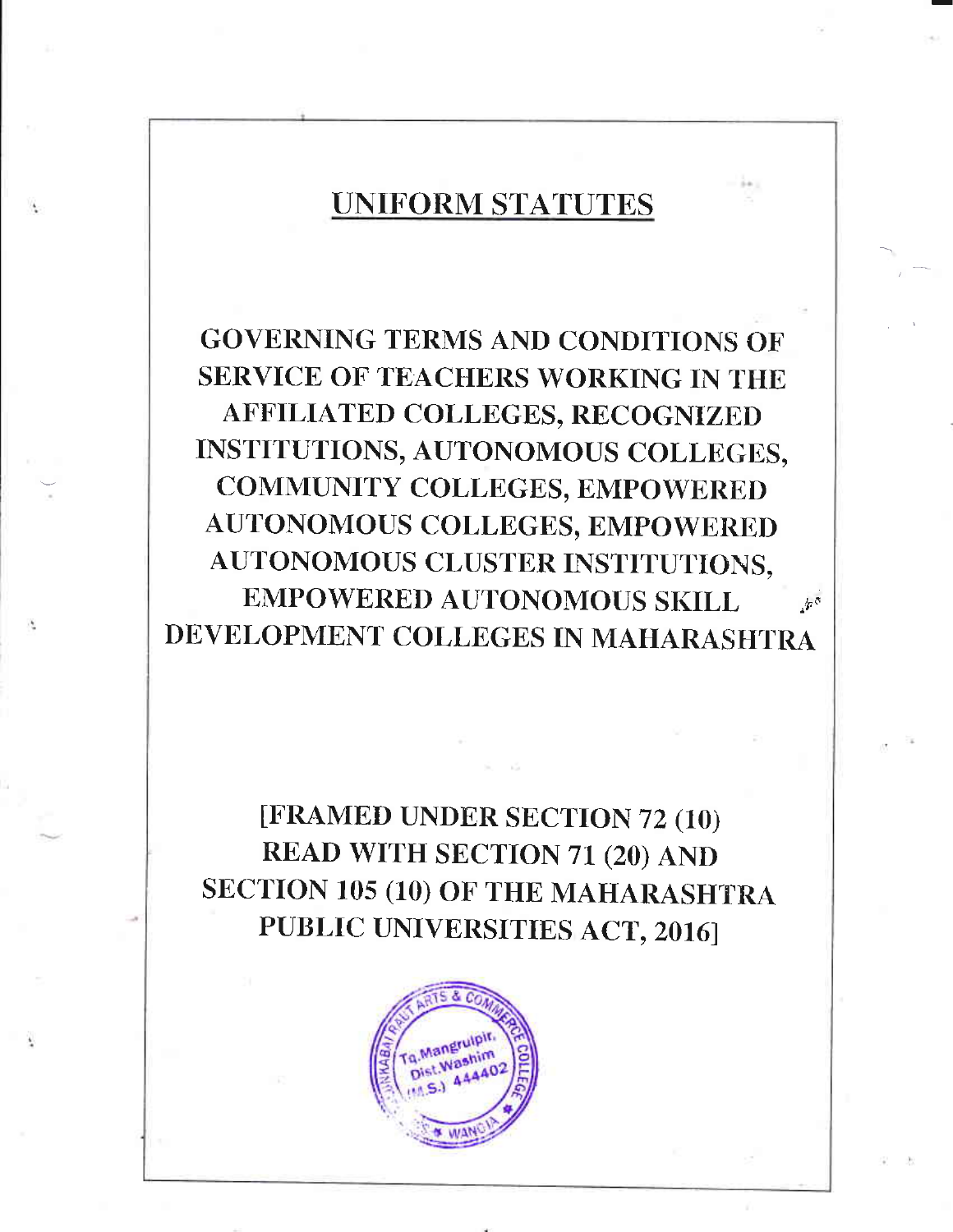# UNIFORM STATUTES

## GOVERNING TERMS AND CONDITIONS OF SERVICE OF TEACHERS WORKING IN THE AFFILIATED COLLEGES, RECOGNIZED INSTITUTIONS, AUTONOMOUS COLLEGES, COMMUNITY COLLEGES, EMPOWERED AUTONOMOUS COLLEGES, EMPOWERED AUTONOMOUS CLUSTER INSTITUTIONS, EMPOWERED AUTONOMOUS SKILL DEVELOPMENT COLLEGES IN MAHARASHTRA

**[FRAMED UNDER SECTION 72 (10) READ WITH SECTION 71 (20) AND SECTION 105 (10) OF THE MAHARASHTRA PUBLIC UNIVERSITIES ACT, 2016]**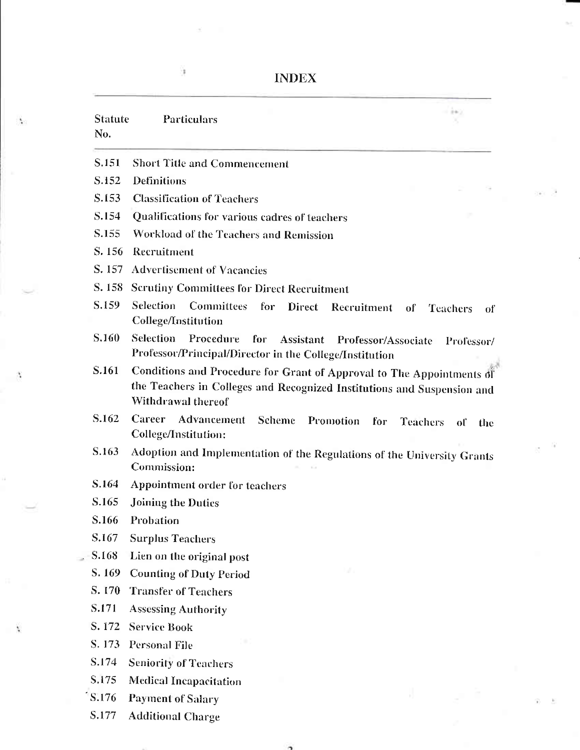# INDEX

| Statute No. | Particulars |
|---|---|
| S.151 | Short Title and Commencement |
| S.152 | Definitions |
| S.153 | Classification of Teachers |
| S.154 | Qualifications for various cadres of teachers |
| S.155 | Workload of the Teachers and Remission |
| S. 156 | Recruitment |
| S. 157 | Advertisement of Vacancies |
| S. 158 | Scrutiny Committees for Direct Recruitment |
| S.159 | Selection Committees for Direct Recruitment of Teachers of College/Institution |
| S.160 | Selection Procedure for Assistant Professor/Associate Professor/ Professor/Principal/Director in the College/Institution |
| S.161 | Conditions and Procedure for Grant of Approval to The Appointments of the Teachers in Colleges and Recognized Institutions and Suspension and Withdrawal thereof |
| S.162 | Career Advancement Scheme Promotion for Teachers of the College/Institution: |
| S.163 | Adoption and Implementation of the Regulations of the University Grants Commission: |
| S.164 | Appointment order for teachers |
| S.165 | Joining the Duties |
| S.166 | Probation |
| S.167 | Surplus Teachers |
| S.168 | Lien on the original post |
| S. 169 | Counting of Duty Period |
| S. 170 | Transfer of Teachers |
| S.171 | Assessing Authority |
| S. 172 | Service Book |
| S. 173 | Personal File |
| S.174 | Seniority of Teachers |
| S.175 | Medical Incapacitation |
| S.176 | Payment of Salary |
| S.177 | Additional Charge |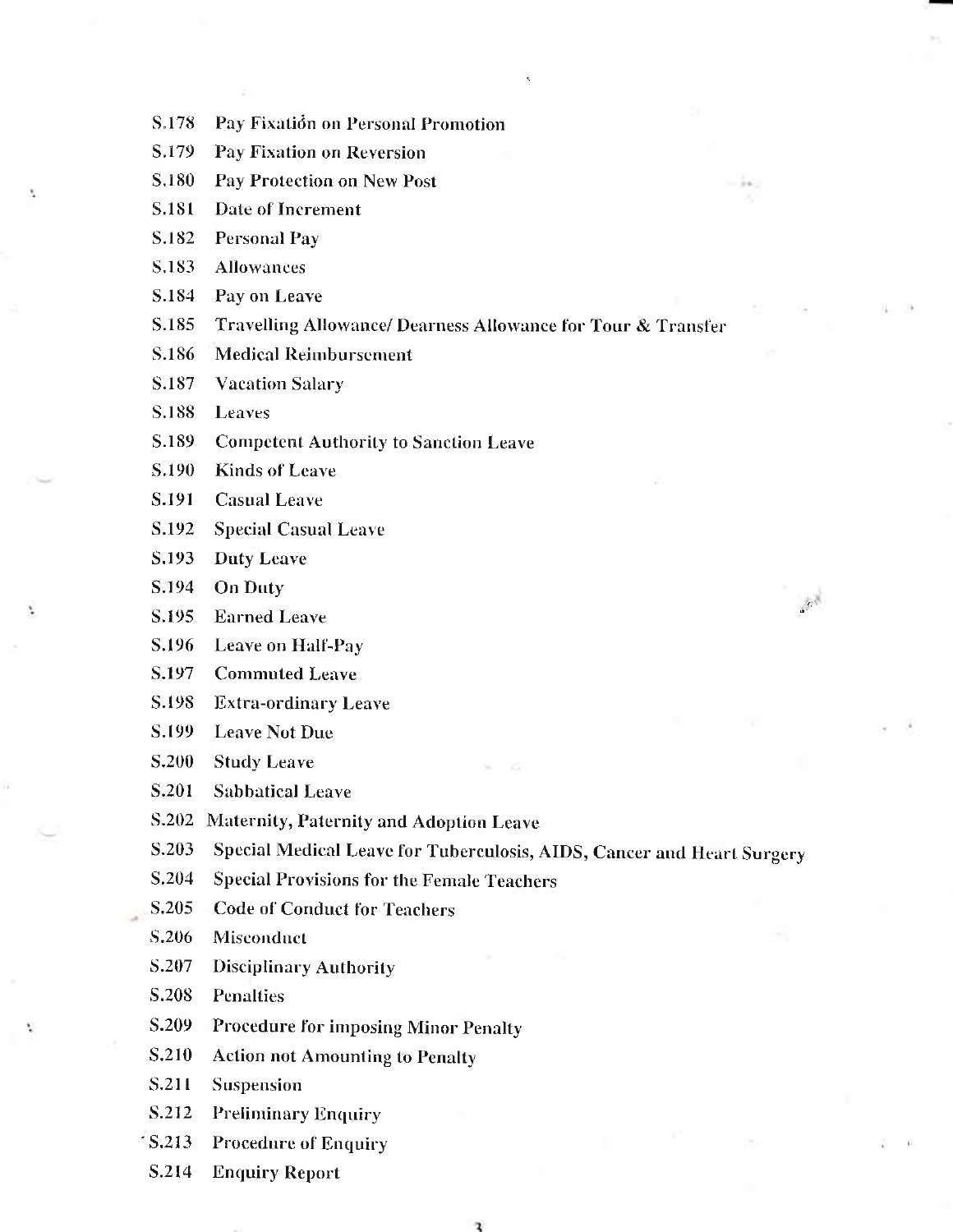S.178 Pay Fixatión on Personal Promotion

S.179 Pay Fixation on Reversion

S.180 Pay Protection on New Post

S.181 Date of Increment

S.182 Personal Pay

S.183 Allowances

S.184 Pay on Leave

S.185 Travelling Allowance/ Dearness Allowance for Tour & Transfer

S.186 Medical Reimbursement

S.187 Vacation Salary

S.188 Leaves

S.189 Competent Authority to Sanction Leave

S.190 Kinds of Leave

S.191 Casual Leave

S.192 Special Casual Leave

S.193 Duty Leave

S.194 On Duty

S.195 Earned Leave

S.196 Leave on Half-Pay

S.197 Commuted Leave

S.198 Extra-ordinary Leave

S.199 Leave Not Due

S.200 Study Leave

S.201 Sabbatical Leave

S.202 Maternity, Paternity and Adoption Leave

S.203 Special Medical Leave for Tuberculosis, AIDS, Cancer and Heart Surgery

S.204 Special Provisions for the Female Teachers

S.205 Code of Conduct for Teachers

S.206 Misconduct

S.207 Disciplinary Authority

S.208 Penalties

S.209 Procedure for imposing Minor Penalty

S.210 Action not Amounting to Penalty

S.211 Suspension

S.212 Preliminary Enquiry

S.213 Procedure of Enquiry

S.214 Enquiry Report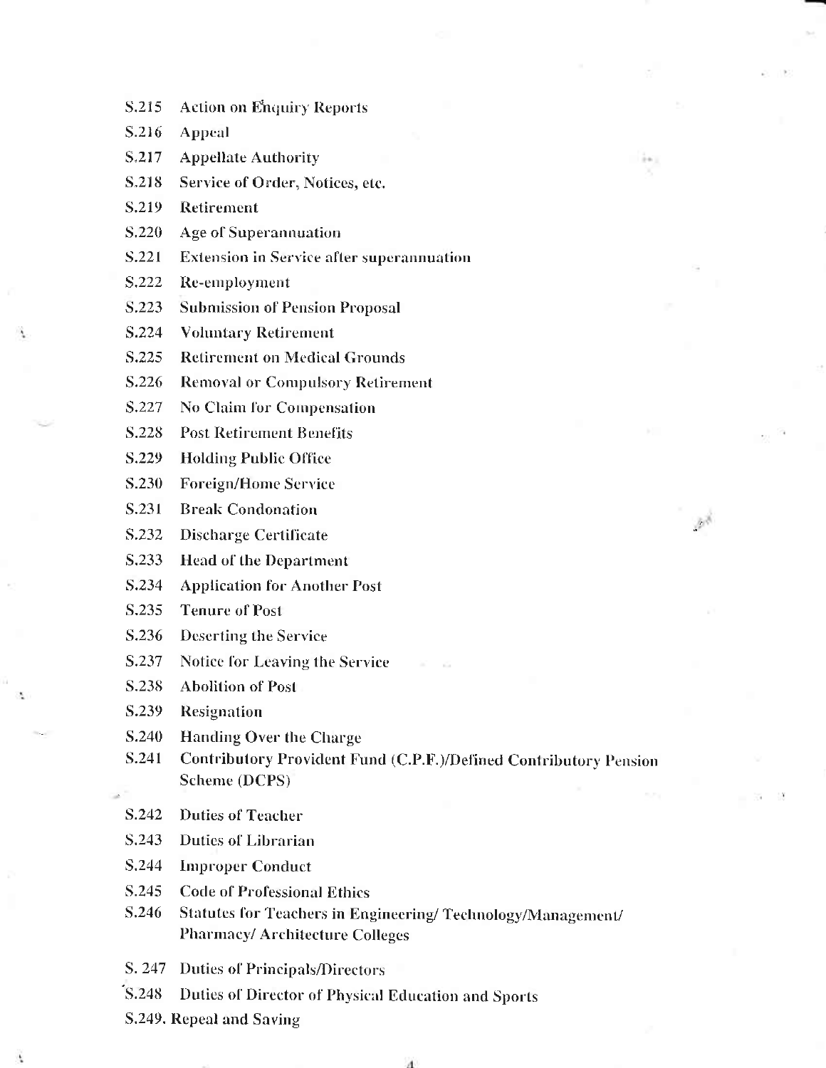S.215 Action on Enquiry Reports

S.216 Appeal

S.217 Appellate Authority

S.218 Service of Order, Notices, etc.

S.219 Retirement

S.220 Age of Superannuation

S.221 Extension in Service after superannuation

S.222 Re-employment

S.223 Submission of Pension Proposal

S.224 Voluntary Retirement

S.225 Retirement on Medical Grounds

S.226 Removal or Compulsory Retirement

S.227 No Claim for Compensation

S.228 Post Retirement Benefits

S.229 Holding Public Office

S.230 Foreign/Home Service

S.231 Break Condonation

S.232 Discharge Certificate

S.233 Head of the Department

S.234 Application for Another Post

S.235 Tenure of Post

S.236 Deserting the Service

S.237 Notice for Leaving the Service

S.238 Abolition of Post

S.239 Resignation

S.240 Handing Over the Charge

S.241 Contributory Provident Fund (C.P.F.)/Defined Contributory Pension Scheme (DCPS)

S.242 Duties of Teacher

S.243 Duties of Librarian

S.244 Improper Conduct

S.245 Code of Professional Ethics

S.246 Statutes for Teachers in Engineering/ Technology/Management/ Pharmacy/ Architecture Colleges

S. 247 Duties of Principals/Directors

S.248 Duties of Director of Physical Education and Sports

S.249. Repeal and Saving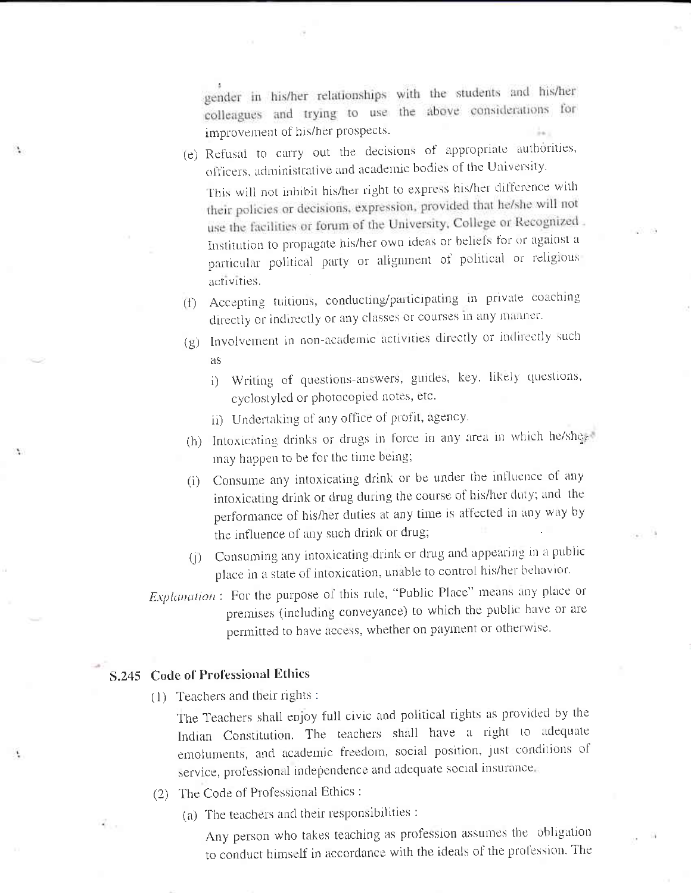gender in his/her relationships with the students and his/her colleagues and trying to use the above considerations for improvement of his/her prospects.

(e) Refusal to carry out the decisions of appropriate authorities, officers, administrative and academic bodies of the University.

This will not inhibit his/her right to express his/her difference with their policies or decisions, expression, provided that he/she will not use the facilities or forum of the University, College or Recognized Institution to propagate his/her own ideas or beliefs for or against a particular political party or alignment of political or religious activities.

(f) Accepting tuitions, conducting/participating in private coaching directly or indirectly or any classes or courses in any manner.

(g) Involvement in non-academic activities directly or indirectly such as

i) Writing of questions-answers, guides, key, likely questions, cyclostyled or photocopied notes, etc.

ii) Undertaking of any office of profit, agency.

(h) Intoxicating drinks or drugs in force in any area in which he/she may happen to be for the time being;

(i) Consume any intoxicating drink or be under the influence of any intoxicating drink or drug during the course of his/her duty; and the performance of his/her duties at any time is affected in any way by the influence of any such drink or drug;

(j) Consuming any intoxicating drink or drug and appearing in a public place in a state of intoxication, unable to control his/her behavior.

*Explanation* : For the purpose of this rule, "Public Place" means any place or premises (including conveyance) to which the public have or are permitted to have access, whether on payment or otherwise.

## S.245 Code of Professional Ethics

(1) Teachers and their rights :

The Teachers shall enjoy full civic and political rights as provided by the Indian Constitution. The teachers shall have a right to adequate emoluments, and academic freedom, social position, just conditions of service, professional independence and adequate social insurance.

(2) The Code of Professional Ethics :

(a) The teachers and their responsibilities :

Any person who takes teaching as profession assumes the obligation to conduct himself in accordance with the ideals of the profession. The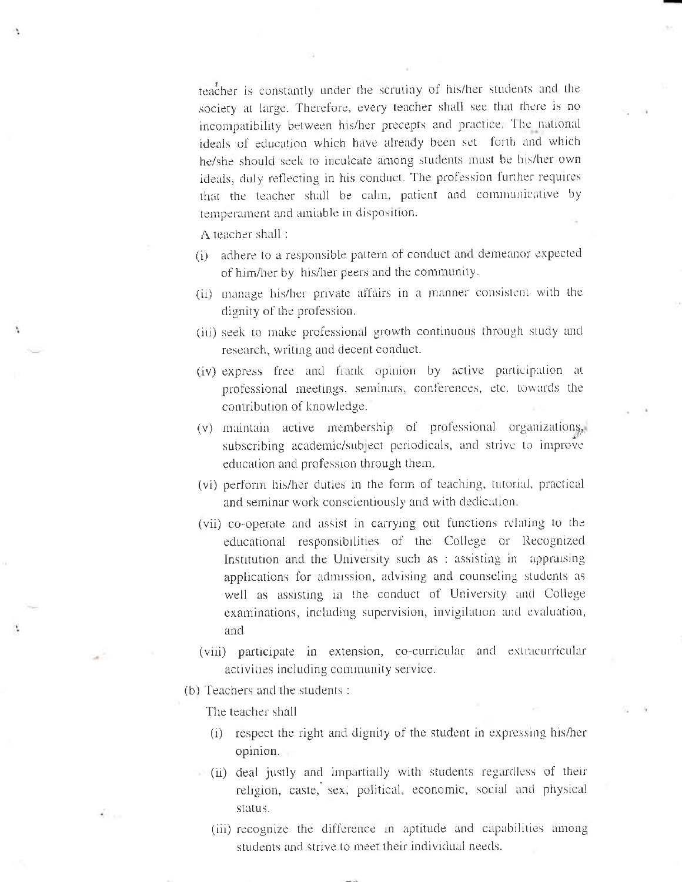teacher is constantly under the scrutiny of his/her students and the society at large. Therefore, every teacher shall see that there is no incompatibility between his/her precepts and practice. The national ideals of education which have already been set forth and which he/she should seek to inculcate among students must be his/her own ideals, duly reflecting in his conduct. The profession further requires that the teacher shall be calm, patient and communicative by temperament and amiable in disposition.

A teacher shall :

(i) adhere to a responsible pattern of conduct and demeanor expected of him/her by his/her peers and the community.

(ii) manage his/her private affairs in a manner consistent with the dignity of the profession.

(iii) seek to make professional growth continuous through study and research, writing and decent conduct.

(iv) express free and frank opinion by active participation at professional meetings, seminars, conferences, etc. towards the contribution of knowledge.

(v) maintain active membership of professional organizations, subscribing academic/subject periodicals, and strive to improve education and profession through them.

(vi) perform his/her duties in the form of teaching, tutorial, practical and seminar work conscientiously and with dedication.

(vii) co-operate and assist in carrying out functions relating to the educational responsibilities of the College or Recognized Institution and the University such as : assisting in appraising applications for admission, advising and counseling students as well as assisting in the conduct of University and College examinations, including supervision, invigilation and evaluation, and

(viii) participate in extension, co-curricular and extracurricular activities including community service.

(b) Teachers and the students :

The teacher shall

(i) respect the right and dignity of the student in expressing his/her opinion.

(ii) deal justly and impartially with students regardless of their religion, caste, sex, political, economic, social and physical status.

(iii) recognize the difference in aptitude and capabilities among students and strive to meet their individual needs.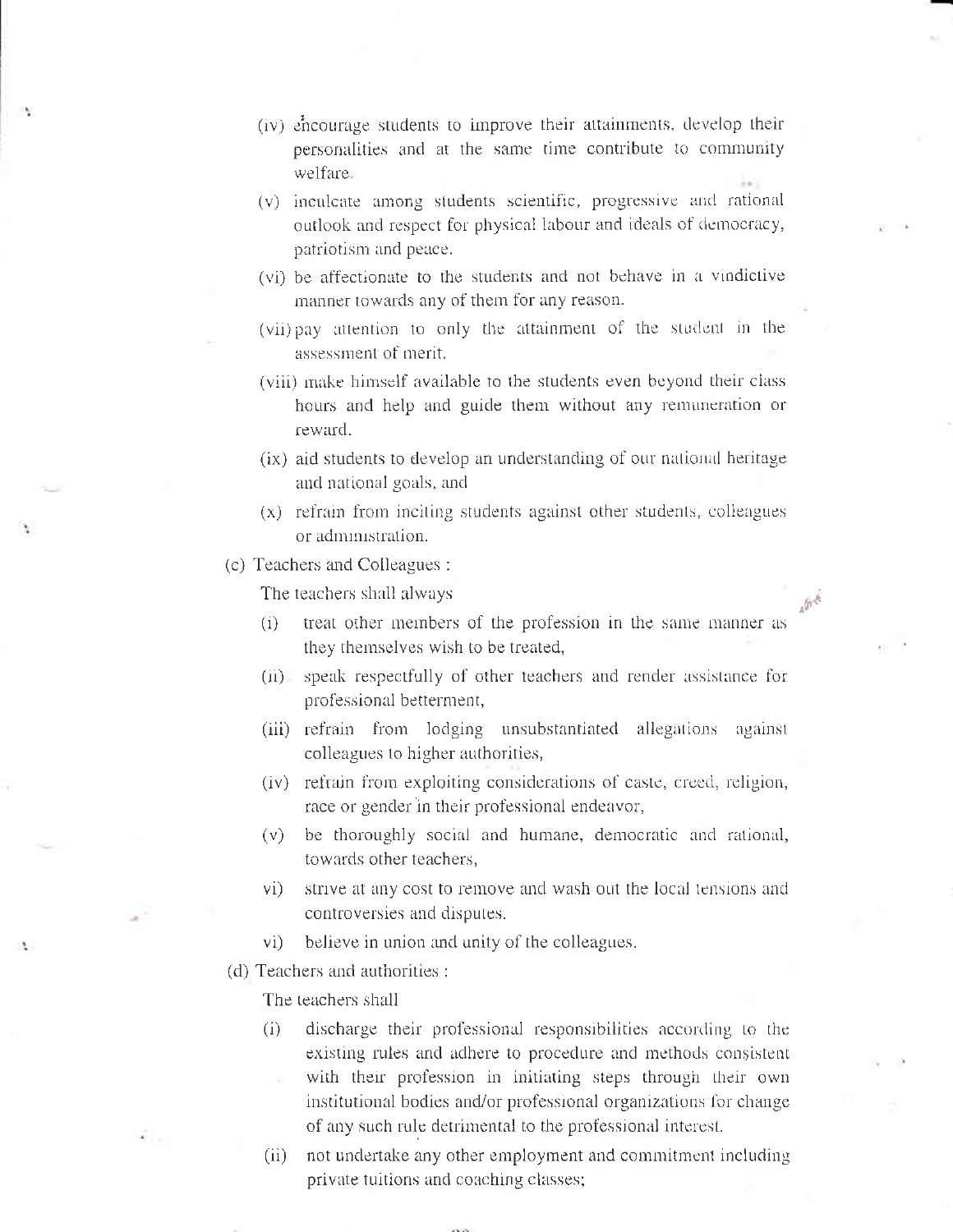(iv) encourage students to improve their attainments, develop their personalities and at the same time contribute to community welfare.

(v) inculcate among students scientific, progressive and rational outlook and respect for physical labour and ideals of democracy, patriotism and peace.

(vi) be affectionate to the students and not behave in a vindictive manner towards any of them for any reason.

(vii) pay attention to only the attainment of the student in the assessment of merit.

(viii) make himself available to the students even beyond their class hours and help and guide them without any remuneration or reward.

(ix) aid students to develop an understanding of our national heritage and national goals, and

(x) refrain from inciting students against other students, colleagues or administration.

(c) Teachers and Colleagues :

The teachers shall always

(i) treat other members of the profession in the same manner as they themselves wish to be treated,

(ii) speak respectfully of other teachers and render assistance for professional betterment,

(iii) refrain from lodging unsubstantiated allegations against colleagues to higher authorities,

(iv) refrain from exploiting considerations of caste, creed, religion, race or gender in their professional endeavor,

(v) be thoroughly social and humane, democratic and rational, towards other teachers,

vi) strive at any cost to remove and wash out the local tensions and controversies and disputes.

vi) believe in union and unity of the colleagues.

(d) Teachers and authorities :

The teachers shall

(i) discharge their professional responsibilities according to the existing rules and adhere to procedure and methods consistent with their profession in initiating steps through their own institutional bodies and/or professional organizations for change of any such rule detrimental to the professional interest.

(ii) not undertake any other employment and commitment including private tuitions and coaching classes;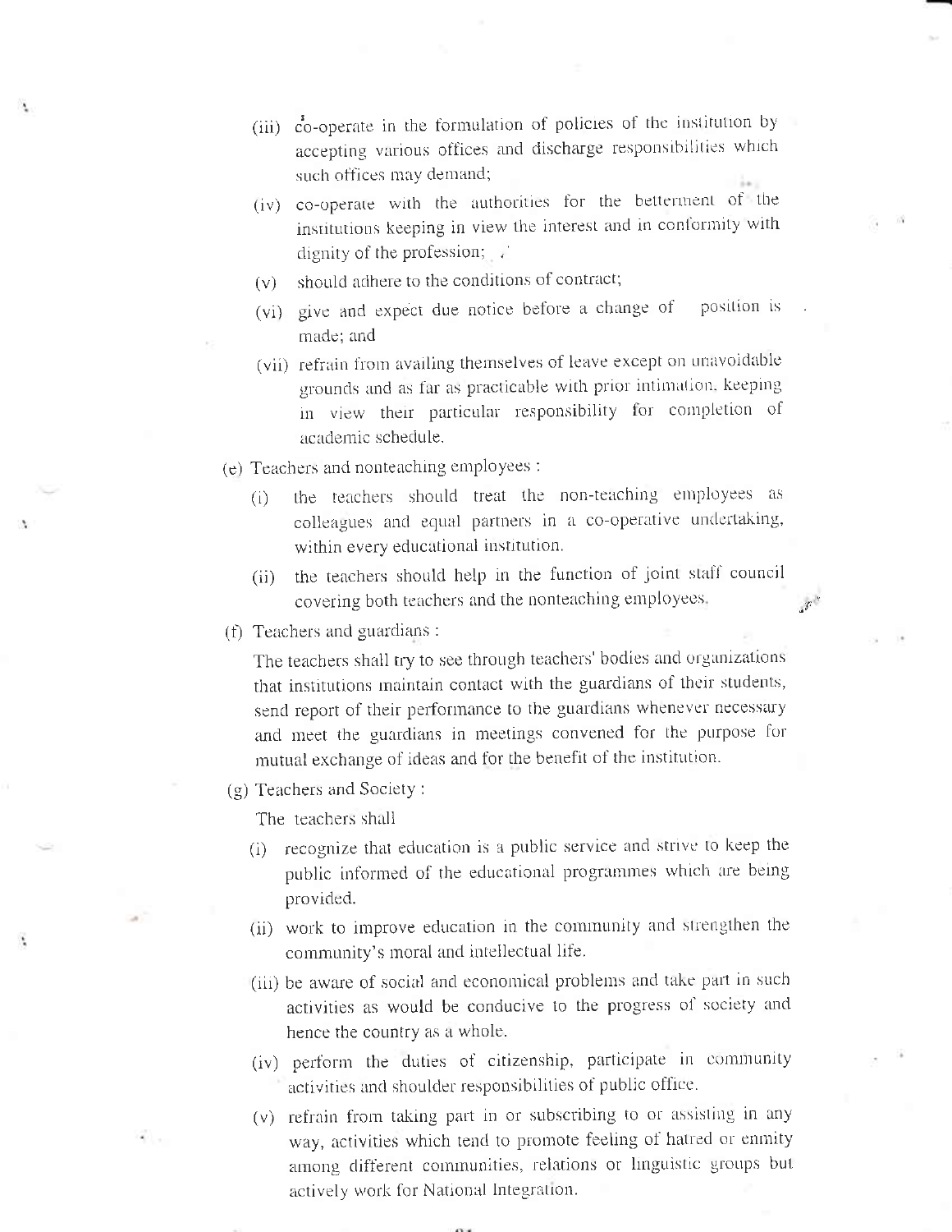(iii) co-operate in the formulation of policies of the institution by accepting various offices and discharge responsibilities which such offices may demand;

(iv) co-operate with the authorities for the betterment of the institutions keeping in view the interest and in conformity with dignity of the profession;

(v) should adhere to the conditions of contract;

(vi) give and expect due notice before a change of position is made; and

(vii) refrain from availing themselves of leave except on unavoidable grounds and as far as practicable with prior intimation, keeping in view their particular responsibility for completion of academic schedule.

(e) Teachers and nonteaching employees :

(i) the teachers should treat the non-teaching employees as colleagues and equal partners in a co-operative undertaking, within every educational institution.

(ii) the teachers should help in the function of joint staff council covering both teachers and the nonteaching employees.

(f) Teachers and guardians :

The teachers shall try to see through teachers' bodies and organizations that institutions maintain contact with the guardians of their students, send report of their performance to the guardians whenever necessary and meet the guardians in meetings convened for the purpose for mutual exchange of ideas and for the benefit of the institution.

(g) Teachers and Society :

The teachers shall

(i) recognize that education is a public service and strive to keep the public informed of the educational programmes which are being provided.

(ii) work to improve education in the community and strengthen the community's moral and intellectual life.

(iii) be aware of social and economical problems and take part in such activities as would be conducive to the progress of society and hence the country as a whole.

(iv) perform the duties of citizenship, participate in community activities and shoulder responsibilities of public office.

(v) refrain from taking part in or subscribing to or assisting in any way, activities which tend to promote feeling of hatred or enmity among different communities, relations or linguistic groups but actively work for National Integration.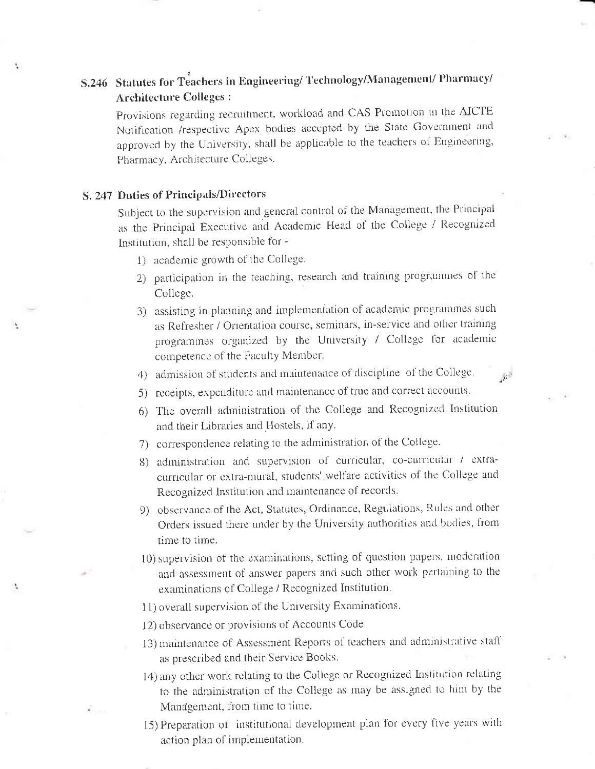## S.246 Statutes for Teachers in Engineering/ Technology/Management/ Pharmacy/ Architecture Colleges :

Provisions regarding recruitment, workload and CAS Promotion in the AICTE Notification /respective Apex bodies accepted by the State Government and approved by the University, shall be applicable to the teachers of Engineering, Pharmacy, Architecture Colleges.

## S. 247 Duties of Principals/Directors

Subject to the supervision and general control of the Management, the Principal as the Principal Executive and Academic Head of the College / Recognized Institution, shall be responsible for -

1) academic growth of the College.
2) participation in the teaching, research and training programmes of the College.
3) assisting in planning and implementation of academic programmes such as Refresher / Orientation course, seminars, in-service and other training programmes organized by the University / College for academic competence of the Faculty Member.
4) admission of students and maintenance of discipline of the College.
5) receipts, expenditure and maintenance of true and correct accounts.
6) The overall administration of the College and Recognized Institution and their Libraries and Hostels, if any.
7) correspondence relating to the administration of the College.
8) administration and supervision of curricular, co-curricular / extra-curricular or extra-mural, students' welfare activities of the College and Recognized Institution and maintenance of records.
9) observance of the Act, Statutes, Ordinance, Regulations, Rules and other Orders issued there under by the University authorities and bodies, from time to time.
10) supervision of the examinations, setting of question papers, moderation and assessment of answer papers and such other work pertaining to the examinations of College / Recognized Institution.
11) overall supervision of the University Examinations.
12) observance or provisions of Accounts Code.
13) maintenance of Assessment Reports of teachers and administrative staff as prescribed and their Service Books.
14) any other work relating to the College or Recognized Institution relating to the administration of the College as may be assigned to him by the Management, from time to time.
15) Preparation of institutional development plan for every five years with action plan of implementation.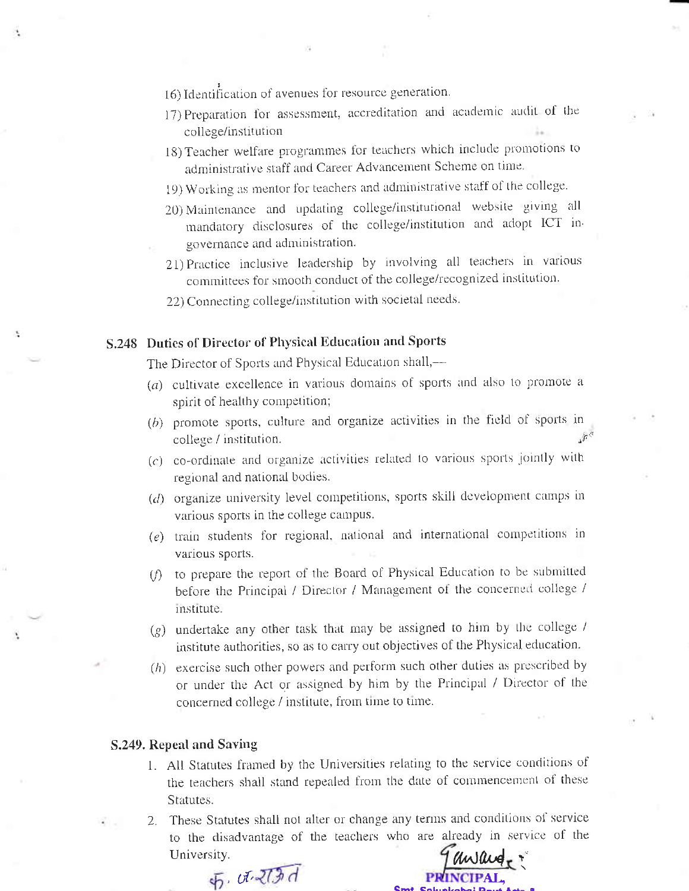16) Identification of avenues for resource generation.

17) Preparation for assessment, accreditation and academic audit of the college/institution

18) Teacher welfare programmes for teachers which include promotions to administrative staff and Career Advancement Scheme on time.

19) Working as mentor for teachers and administrative staff of the college.

20) Maintenance and updating college/institutional website giving all mandatory disclosures of the college/institution and adopt ICT in governance and administration.

21) Practice inclusive leadership by involving all teachers in various committees for smooth conduct of the college/recognized institution.

22) Connecting college/institution with societal needs.

## S.248 Duties of Director of Physical Education and Sports

The Director of Sports and Physical Education shall,—

(*a*) cultivate excellence in various domains of sports and also to promote a spirit of healthy competition;

(*b*) promote sports, culture and organize activities in the field of sports in college / institution.

(*c*) co-ordinate and organize activities related to various sports jointly with regional and national bodies.

(*d*) organize university level competitions, sports skill development camps in various sports in the college campus.

(*e*) train students for regional, national and international competitions in various sports.

(*f*) to prepare the report of the Board of Physical Education to be submitted before the Principal / Director / Management of the concerned college / institute.

(*g*) undertake any other task that may be assigned to him by the college / institute authorities, so as to carry out objectives of the Physical education.

(*h*) exercise such other powers and perform such other duties as prescribed by or under the Act or assigned by him by the Principal / Director of the concerned college / institute, from time to time.

## S.249. Repeal and Saving

1. All Statutes framed by the Universities relating to the service conditions of the teachers shall stand repealed from the date of commencement of these Statutes.
2. These Statutes shall not alter or change any terms and conditions of service to the disadvantage of the teachers who are already in service of the University.

फ. प्र.रा.र.द

**PRINCIPAL,**